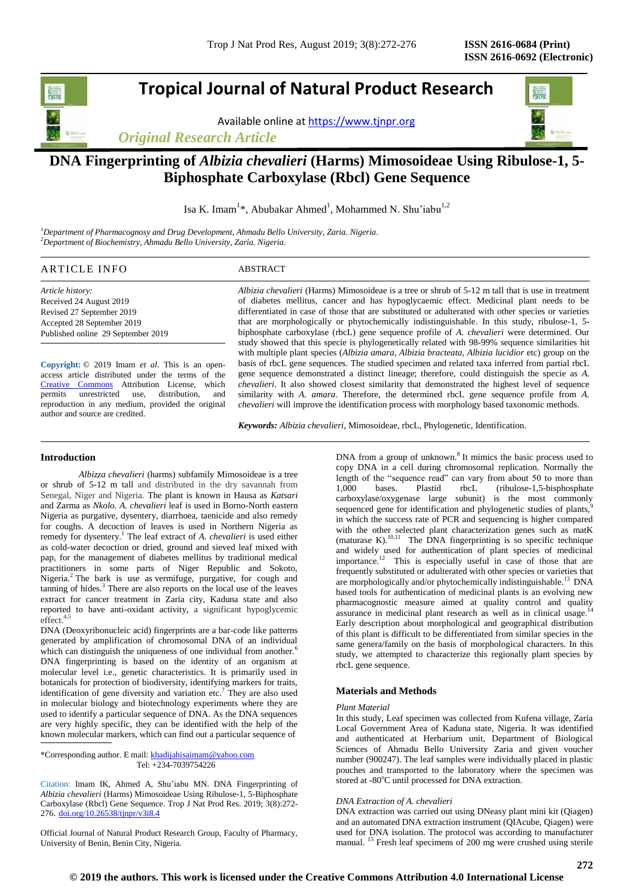# Tropical Journal of Natural Product Research

Available online at https://www.tjnpr.org

*Original Research Article*

## DNA Fingerprinting of *Albizia chevalieri* (Harms) Mimosoideae Using Ribulose-1, 5-Biphosphate Carboxylase (Rbcl) Gene Sequence

Isa K. Imam[1]*, Abubakar Ahmed[1], Mohammed N. Shu'iabu[1,2]

[1]*Department of Pharmacognosy and Drug Development, Ahmadu Bello University, Zaria. Nigeria.*
[2]*Department of Biochemistry, Ahmadu Bello University, Zaria. Nigeria.*

### ARTICLE INFO

*Article history:*
Received 24 August 2019
Revised 27 September 2019
Accepted 28 September 2019
Published online 29 September 2019

**Copyright:** © 2019 Imam *et al*. This is an open-access article distributed under the terms of the Creative Commons Attribution License, which permits unrestricted use, distribution, and reproduction in any medium, provided the original author and source are credited.

### ABSTRACT

*Albizia chevalieri* (Harms) Mimosoideae is a tree or shrub of 5-12 m tall that is use in treatment of diabetes mellitus, cancer and has hypoglycaemic effect. Medicinal plant needs to be differentiated in case of those that are substituted or adulterated with other species or varieties that are morphologically or phytochemically indistinguishable. In this study, ribulose-1, 5-biphosphate carboxylase (rbcL) gene sequence profile of *A. chevalieri* were determined. Our study showed that this specie is phylogenetically related with 98-99% sequence similarities hit with multiple plant species (*Albizia amara, Albizia bracteata, Albizia lucidior* etc) group on the basis of rbcL gene sequences. The studied specimen and related taxa inferred from partial rbcL gene sequence demonstrated a distinct lineage; therefore, could distinguish the specie as *A. chevalieri*. It also showed closest similarity that demonstrated the highest level of sequence similarity with *A. amara*. Therefore, the determined rbcL gene sequence profile from *A. chevalieri* will improve the identification process with morphology based taxonomic methods.

***Keywords:*** *Albizia chevalieri*, Mimosoideae, rbcL, Phylogenetic, Identification.

## Introduction

*Albizza chevalieri* (harms) subfamily Mimosoideae is a tree or shrub of 5-12 m tall and distributed in the dry savannah from Senegal, Niger and Nigeria. The plant is known in Hausa as *Katsari* and Zarma as *Nkolo. A. chevalieri* leaf is used in Borno-North eastern Nigeria as purgative, dysentery, diarrhoea, taenicide and also remedy for coughs. A decoction of leaves is used in Northern Nigeria as remedy for dysentery.[1] The leaf extract of *A. chevalieri* is used either as cold-water decoction or dried, ground and sieved leaf mixed with pap, for the management of diabetes mellitus by traditional medical practitioners in some parts of Niger Republic and Sokoto, Nigeria.[2] The bark is use as vermifuge, purgative, for cough and tanning of hides.[3] There are also reports on the local use of the leaves extract for cancer treatment in Zaria city, Kaduna state and also reported to have anti-oxidant activity, a significant hypoglycemic effect.[4,5]

DNA (Deoxyribonucleic acid) fingerprints are a bar-code like patterns generated by amplification of chromosomal DNA of an individual which can distinguish the uniqueness of one individual from another.[6] DNA fingerprinting is based on the identity of an organism at molecular level i.e., genetic characteristics. It is primarily used in botanicals for protection of biodiversity, identifying markers for traits, identification of gene diversity and variation etc.[7] They are also used in molecular biology and biotechnology experiments where they are used to identify a particular sequence of DNA. As the DNA sequences are very highly specific, they can be identified with the help of the known molecular markers, which can find out a particular sequence of DNA from a group of unknown.[8] It mimics the basic process used to copy DNA in a cell during chromosomal replication. Normally the length of the "sequence read" can vary from about 50 to more than 1,000 bases. Plastid rbcL (ribulose-1,5-bisphosphate carboxylase/oxygenase large subunit) is the most commonly sequenced gene for identification and phylogenetic studies of plants,[9] in which the success rate of PCR and sequencing is higher compared with the other selected plant characterization genes such as matK (maturase K).[10,11] The DNA fingerprinting is so specific technique and widely used for authentication of plant species of medicinal importance.[12] This is especially useful in case of those that are frequently substituted or adulterated with other species or varieties that are morphologically and/or phytochemically indistinguishable.[13] DNA based tools for authentication of medicinal plants is an evolving new pharmacognostic measure aimed at quality control and quality assurance in medicinal plant research as well as in clinical usage.[14] Early description about morphological and geographical distribution of this plant is difficult to be differentiated from similar species in the same genera/family on the basis of morphological characters. In this study, we attempted to characterize this regionally plant species by rbcL gene sequence.

\*Corresponding author. E mail: khadijahisaimam@yahoo.com
Tel: +234-7039754226

Citation: Imam IK, Ahmed A, Shu'iabu MN. DNA Fingerprinting of *Albizia chevalieri* (Harms) Mimosoideae Using Ribulose-1, 5-Biphosphate Carboxylase (Rbcl) Gene Sequence. Trop J Nat Prod Res. 2019; 3(8):272-276. doi.org/10.26538/tjnpr/v3i8.4

Official Journal of Natural Product Research Group, Faculty of Pharmacy, University of Benin, Benin City, Nigeria.

## Materials and Methods

### *Plant Material*

In this study, Leaf specimen was collected from Kufena village, Zaria Local Government Area of Kaduna state, Nigeria. It was identified and authenticated at Herbarium unit, Department of Biological Sciences of Ahmadu Bello University Zaria and given voucher number (900247). The leaf samples were individually placed in plastic pouches and transported to the laboratory where the specimen was stored at -80$^{o}$C until processed for DNA extraction.

### *DNA Extraction of A. chevalieri*

DNA extraction was carried out using DNeasy plant mini kit (Qiagen) and an automated DNA extraction instrument (QIAcube, Qiagen) were used for DNA isolation. The protocol was according to manufacturer manual. [15] Fresh leaf specimens of 200 mg were crushed using sterile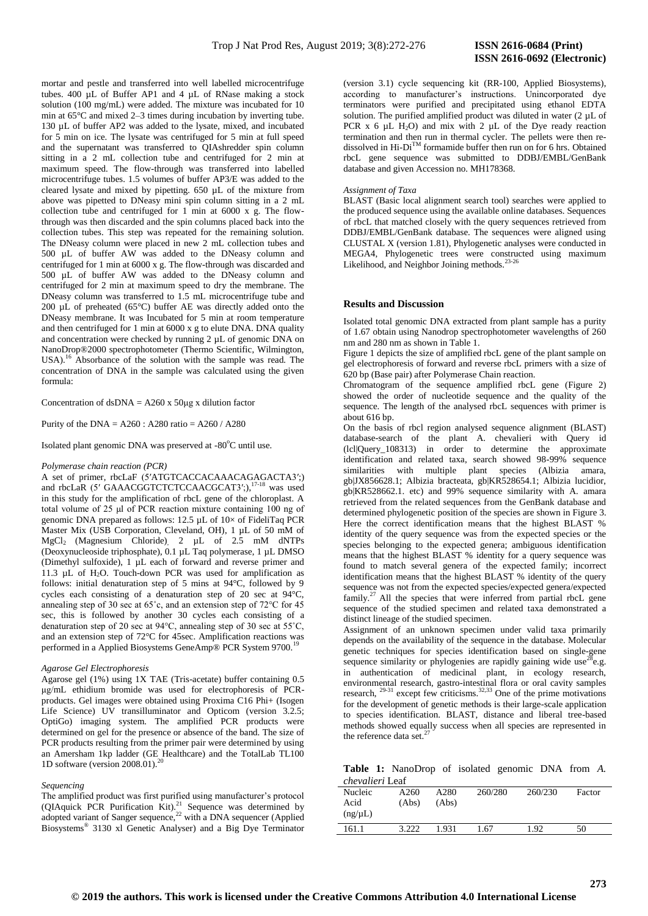mortar and pestle and transferred into well labelled microcentrifuge tubes. 400 µL of Buffer AP1 and 4 µL of RNase making a stock solution (100 mg/mL) were added. The mixture was incubated for 10 min at 65°C and mixed 2–3 times during incubation by inverting tube. 130 µL of buffer AP2 was added to the lysate, mixed, and incubated for 5 min on ice. The lysate was centrifuged for 5 min at full speed and the supernatant was transferred to QIAshredder spin column sitting in a 2 mL collection tube and centrifuged for 2 min at maximum speed. The flow-through was transferred into labelled microcentrifuge tubes. 1.5 volumes of buffer AP3/E was added to the cleared lysate and mixed by pipetting. 650 µL of the mixture from above was pipetted to DNeasy mini spin column sitting in a 2 mL collection tube and centrifuged for 1 min at 6000 x g. The flow-through was then discarded and the spin columns placed back into the collection tubes. This step was repeated for the remaining solution. The DNeasy column were placed in new 2 mL collection tubes and 500 µL of buffer AW was added to the DNeasy column and centrifuged for 1 min at 6000 x g. The flow-through was discarded and 500 µL of buffer AW was added to the DNeasy column and centrifuged for 2 min at maximum speed to dry the membrane. The DNeasy column was transferred to 1.5 mL microcentrifuge tube and 200 µL of preheated (65°C) buffer AE was directly added onto the DNeasy membrane. It was Incubated for 5 min at room temperature and then centrifuged for 1 min at 6000 x g to elute DNA. DNA quality and concentration were checked by running 2 µL of genomic DNA on NanoDrop®2000 spectrophotometer (Thermo Scientific, Wilmington, USA).[16] Absorbance of the solution with the sample was read. The concentration of DNA in the sample was calculated using the given formula:

Concentration of dsDNA = A260 x 50µg x dilution factor

Purity of the DNA = A260 : A280 ratio = A260 / A280

Isolated plant genomic DNA was preserved at -80°C until use.

*Polymerase chain reaction (PCR)*

A set of primer, rbcLaF (5′ATGTCACCACAAACAGAGACTA3′;) and rbcLaR (5′ GAAACGGTCTCTCCAACGCAT3′;),[17-18] was used in this study for the amplification of rbcL gene of the chloroplast. A total volume of 25 µl of PCR reaction mixture containing 100 ng of genomic DNA prepared as follows: 12.5 µL of 10× of FideliTaq PCR Master Mix (USB Corporation, Cleveland, OH), 1 µL of 50 mM of $MgCl_2$ (Magnesium Chloride), 2 µL of 2.5 mM dNTPs (Deoxynucleoside triphosphate), 0.1 µL Taq polymerase, 1 µL DMSO (Dimethyl sulfoxide), 1 µL each of forward and reverse primer and 11.3 µL of $H_2O$. Touch-down PCR was used for amplification as follows: initial denaturation step of 5 mins at 94°C, followed by 9 cycles each consisting of a denaturation step of 20 sec at 94°C, annealing step of 30 sec at 65˚c, and an extension step of 72°C for 45 sec, this is followed by another 30 cycles each consisting of a denaturation step of 20 sec at 94°C, annealing step of 30 sec at 55˚C, and an extension step of 72°C for 45sec. Amplification reactions was performed in a Applied Biosystems GeneAmp® PCR System 9700.[19]

*Agarose Gel Electrophoresis*

Agarose gel (1%) using 1X TAE (Tris-acetate) buffer containing 0.5 µg/mL ethidium bromide was used for electrophoresis of PCR-products. Gel images were obtained using Proxima C16 Phi+ (Isogen Life Science) UV transilluminator and Opticom (version 3.2.5; OptiGo) imaging system. The amplified PCR products were determined on gel for the presence or absence of the band. The size of PCR products resulting from the primer pair were determined by using an Amersham 1kp ladder (GE Healthcare) and the TotalLab TL100 1D software (version 2008.01).[20]

*Sequencing*

The amplified product was first purified using manufacturer's protocol (QIAquick PCR Purification Kit).[21] Sequence was determined by adopted variant of Sanger sequence,[22] with a DNA sequencer (Applied Biosystems® 3130 xl Genetic Analyser) and a Big Dye Terminator (version 3.1) cycle sequencing kit (RR-100, Applied Biosystems), according to manufacturer's instructions. Unincorporated dye terminators were purified and precipitated using ethanol EDTA solution. The purified amplified product was diluted in water (2 µL of PCR x 6 µL $H_2O$) and mix with 2 µL of the Dye ready reaction termination and then run in thermal cycler. The pellets were then re-dissolved in Hi-Di™ formamide buffer then run on for 6 hrs. Obtained rbcL gene sequence was submitted to DDBJ/EMBL/GenBank database and given Accession no. MH178368.

*Assignment of Taxa*

BLAST (Basic local alignment search tool) searches were applied to the produced sequence using the available online databases. Sequences of rbcL that matched closely with the query sequences retrieved from DDBJ/EMBL/GenBank database. The sequences were aligned using CLUSTAL X (version 1.81), Phylogenetic analyses were conducted in MEGA4, Phylogenetic trees were constructed using maximum Likelihood, and Neighbor Joining methods.[23-26]

## Results and Discussion

Isolated total genomic DNA extracted from plant sample has a purity of 1.67 obtain using Nanodrop spectrophotometer wavelengths of 260 nm and 280 nm as shown in Table 1.

Figure 1 depicts the size of amplified rbcL gene of the plant sample on gel electrophoresis of forward and reverse rbcL primers with a size of 620 bp (Base pair) after Polymerase Chain reaction.

Chromatogram of the sequence amplified rbcL gene (Figure 2) showed the order of nucleotide sequence and the quality of the sequence. The length of the analysed rbcL sequences with primer is about 616 bp.

On the basis of rbcl region analysed sequence alignment (BLAST) database-search of the plant A. chevalieri with Query id (lcl|Query_108313) in order to determine the approximate identification and related taxa, search showed 98-99% sequence similarities with multiple plant species (Albizia amara, gb|JX856628.1; Albizia bracteata, gb|KR528654.1; Albizia lucidior, gb|KR528662.1. etc) and 99% sequence similarity with A. amara retrieved from the related sequences from the GenBank database and determined phylogenetic position of the species are shown in Figure 3. Here the correct identification means that the highest BLAST % identity of the query sequence was from the expected species or the species belonging to the expected genera; ambiguous identification means that the highest BLAST % identity for a query sequence was found to match several genera of the expected family; incorrect identification means that the highest BLAST % identity of the query sequence was not from the expected species/expected genera/expected family.[27] All the species that were inferred from partial rbcL gene sequence of the studied specimen and related taxa demonstrated a distinct lineage of the studied specimen.

Assignment of an unknown specimen under valid taxa primarily depends on the availability of the sequence in the database. Molecular genetic techniques for species identification based on single-gene sequence similarity or phylogenies are rapidly gaining wide use[28] e.g. in authentication of medicinal plant, in ecology research, environmental research, gastro-intestinal flora or oral cavity samples research,[29-31] except few criticisms.[32,33] One of the prime motivations for the development of genetic methods is their large-scale application to species identification. BLAST, distance and liberal tree-based methods showed equally success when all species are represented in the reference data set.[27]

**Table 1:** NanoDrop of isolated genomic DNA from *A. chevalieri* Leaf

| Nucleic Acid (ng/µL) | A260 (Abs) | A280 (Abs) | 260/280 | 260/230 | Factor |
|---|---|---|---|---|---|
| 161.1 | 3.222 | 1.931 | 1.67 | 1.92 | 50 |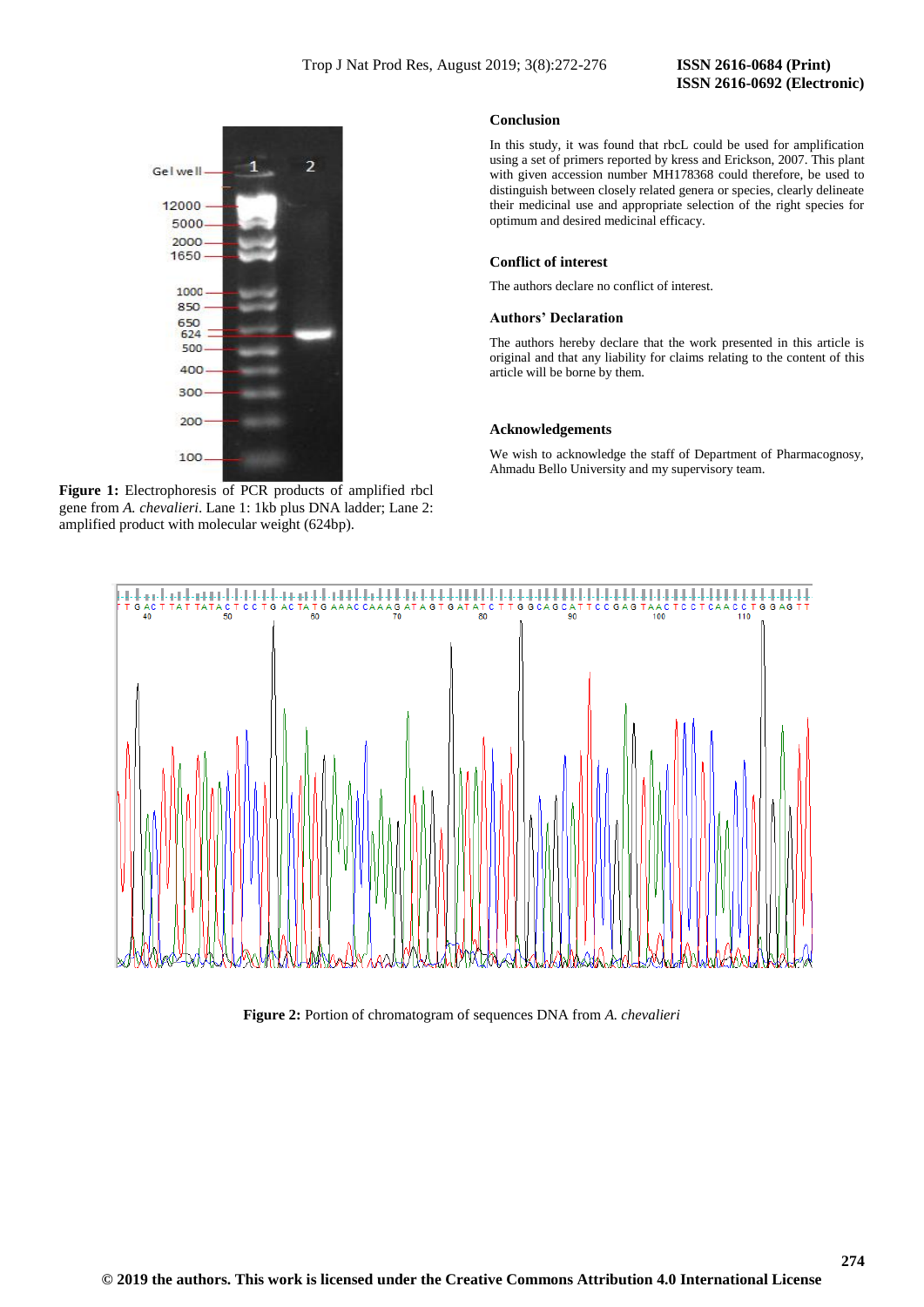Figure 1: Electrophoresis of PCR products of amplified rbcl gene from *A. chevalieri*. Lane 1: 1kb plus DNA ladder; Lane 2: amplified product with molecular weight (624bp).

## Conclusion

In this study, it was found that rbcL could be used for amplification using a set of primers reported by kress and Erickson, 2007. This plant with given accession number MH178368 could therefore, be used to distinguish between closely related genera or species, clearly delineate their medicinal use and appropriate selection of the right species for optimum and desired medicinal efficacy.

## Conflict of interest

The authors declare no conflict of interest.

## Authors' Declaration

The authors hereby declare that the work presented in this article is original and that any liability for claims relating to the content of this article will be borne by them.

## Acknowledgements

We wish to acknowledge the staff of Department of Pharmacognosy, Ahmadu Bello University and my supervisory team.

**Figure 2:** Portion of chromatogram of sequences DNA from *A. chevalieri*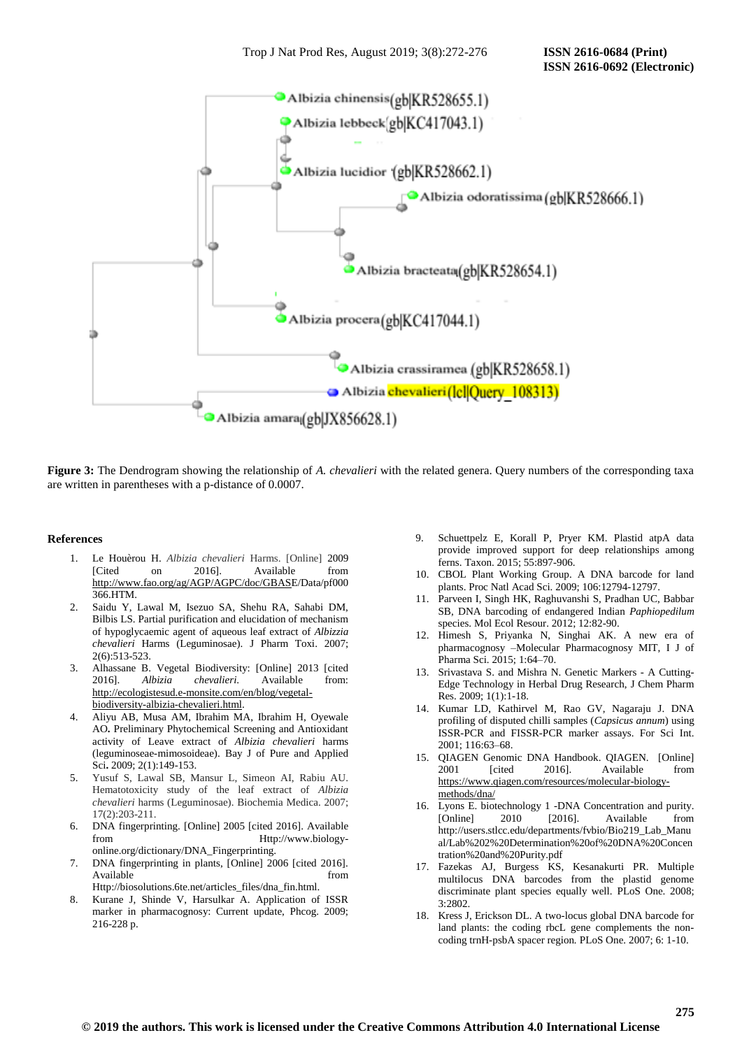**Figure 3:** The Dendrogram showing the relationship of *A. chevalieri* with the related genera. Query numbers of the corresponding taxa are written in parentheses with a p-distance of 0.0007.

## References

1. Le Houèrou H. *Albizia chevalieri* Harms. [Online] 2009 [Cited on 2016]. Available from http://www.fao.org/ag/AGP/AGPC/doc/GBASE/Data/pf000366.HTM.
2. Saidu Y, Lawal M, Isezuo SA, Shehu RA, Sahabi DM, Bilbis LS. Partial purification and elucidation of mechanism of hypoglycaemic agent of aqueous leaf extract of *Albizzia chevalieri* Harms (Leguminosae). J Pharm Toxi. 2007; 2(6):513-523.
3. Alhassane B. Vegetal Biodiversity: [Online] 2013 [cited 2016]. *Albizia chevalieri.* Available from: http://ecologistesud.e-monsite.com/en/blog/vegetal-biodiversity-albizia-chevalieri.html.
4. Aliyu AB, Musa AM, Ibrahim MA, Ibrahim H, Oyewale AO**.** Preliminary Phytochemical Screening and Antioxidant activity of Leave extract of *Albizia chevalieri* harms (leguminoseae-mimosoideae). Bay J of Pure and Applied Sci**.** 2009; 2(1):149-153.
5. Yusuf S, Lawal SB, Mansur L, Simeon AI, Rabiu AU. Hematotoxicity study of the leaf extract of *Albizia chevalieri* harms (Leguminosae). Biochemia Medica. 2007; 17(2):203-211.
6. DNA fingerprinting. [Online] 2005 [cited 2016]. Available from Http://www.biology-online.org/dictionary/DNA_Fingerprinting.
7. DNA fingerprinting in plants, [Online] 2006 [cited 2016]. Available from Http://biosolutions.6te.net/articles_files/dna_fin.html.
8. Kurane J, Shinde V, Harsulkar A. Application of ISSR marker in pharmacognosy: Current update, Phcog. 2009; 216-228 p.
9. Schuettpelz E, Korall P, Pryer KM. Plastid atpA data provide improved support for deep relationships among ferns. Taxon. 2015; 55:897-906.
10. CBOL Plant Working Group. A DNA barcode for land plants. Proc Natl Acad Sci. 2009; 106:12794-12797.
11. Parveen I, Singh HK, Raghuvanshi S, Pradhan UC, Babbar SB, DNA barcoding of endangered Indian *Paphiopedilum* species. Mol Ecol Resour. 2012; 12:82-90.
12. Himesh S, Priyanka N, Singhai AK. A new era of pharmacognosy –Molecular Pharmacognosy MIT, I J of Pharma Sci. 2015; 1:64–70.
13. Srivastava S. and Mishra N. Genetic Markers - A Cutting-Edge Technology in Herbal Drug Research, J Chem Pharm Res. 2009; 1(1):1-18.
14. Kumar LD, Kathirvel M, Rao GV, Nagaraju J. DNA profiling of disputed chilli samples (*Capsicus annum*) using ISSR-PCR and FISSR-PCR marker assays. For Sci Int. 2001; 116:63–68.
15. QIAGEN Genomic DNA Handbook. QIAGEN. [Online] 2001 [cited 2016]. Available from https://www.qiagen.com/resources/molecular-biology-methods/dna/
16. Lyons E. biotechnology 1 -DNA Concentration and purity. [Online] 2010 [2016]. Available from http://users.stlcc.edu/departments/fvbio/Bio219_Lab_Manual/Lab%202%20Determination%20of%20DNA%20Concentration%20and%20Purity.pdf
17. Fazekas AJ, Burgess KS, Kesanakurti PR. Multiple multilocus DNA barcodes from the plastid genome discriminate plant species equally well. PLoS One. 2008; 3:2802.
18. Kress J, Erickson DL. A two-locus global DNA barcode for land plants: the coding rbcL gene complements the non-coding trnH-psbA spacer region. PLoS One. 2007; 6: 1-10.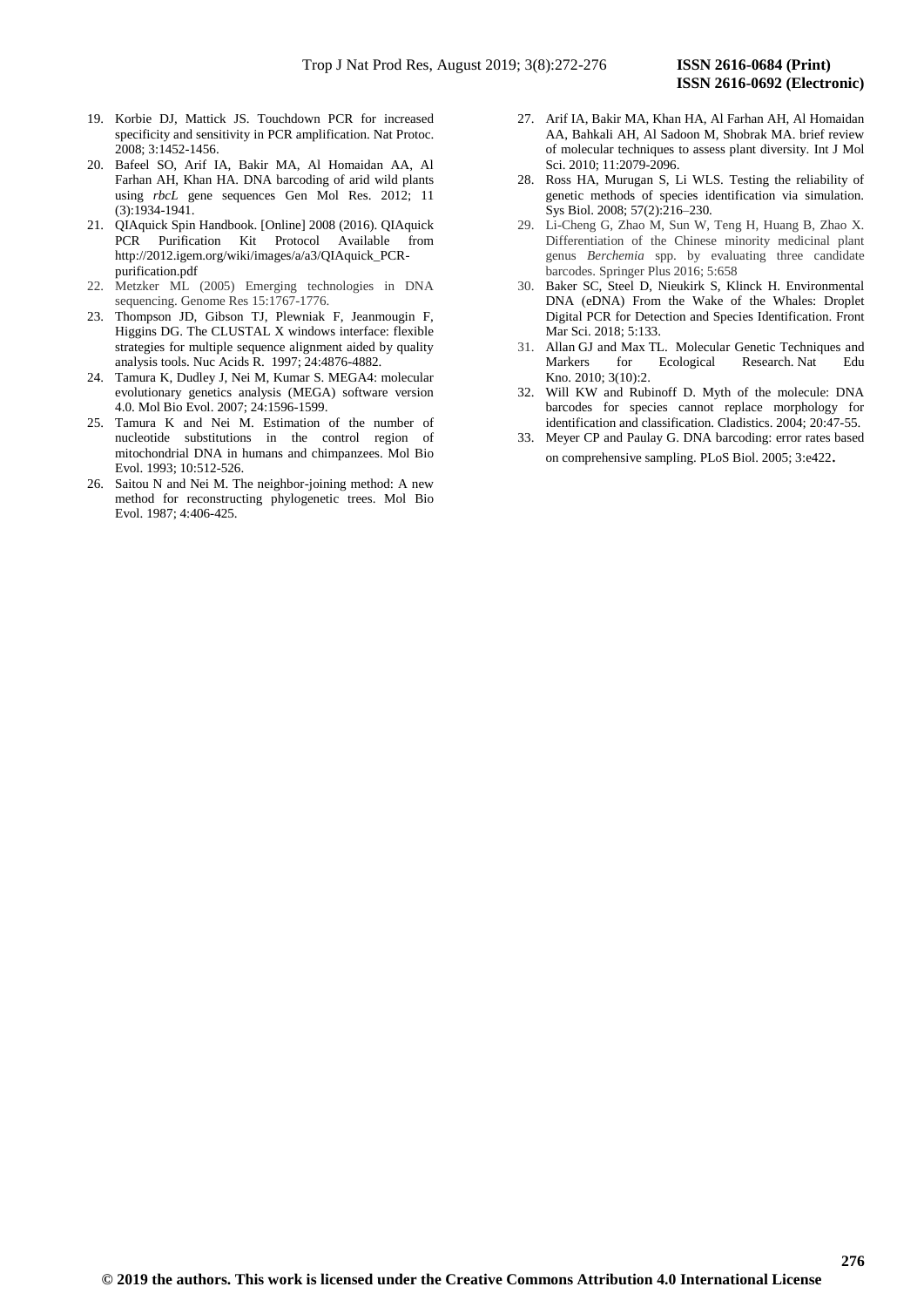19. Korbie DJ, Mattick JS. Touchdown PCR for increased specificity and sensitivity in PCR amplification. Nat Protoc. 2008; 3:1452-1456.
20. Bafeel SO, Arif IA, Bakir MA, Al Homaidan AA, Al Farhan AH, Khan HA. DNA barcoding of arid wild plants using *rbcL* gene sequences Gen Mol Res. 2012; 11 (3):1934-1941.
21. QIAquick Spin Handbook. [Online] 2008 (2016). QIAquick PCR Purification Kit Protocol Available from http://2012.igem.org/wiki/images/a/a3/QIAquick_PCR-purification.pdf
22. Metzker ML (2005) Emerging technologies in DNA sequencing. Genome Res 15:1767-1776.
23. Thompson JD, Gibson TJ, Plewniak F, Jeanmougin F, Higgins DG. The CLUSTAL X windows interface: flexible strategies for multiple sequence alignment aided by quality analysis tools. Nuc Acids R. 1997; 24:4876-4882.
24. Tamura K, Dudley J, Nei M, Kumar S. MEGA4: molecular evolutionary genetics analysis (MEGA) software version 4.0. Mol Bio Evol. 2007; 24:1596-1599.
25. Tamura K and Nei M. Estimation of the number of nucleotide substitutions in the control region of mitochondrial DNA in humans and chimpanzees. Mol Bio Evol. 1993; 10:512-526.
26. Saitou N and Nei M. The neighbor-joining method: A new method for reconstructing phylogenetic trees. Mol Bio Evol. 1987; 4:406-425.
27. Arif IA, Bakir MA, Khan HA, Al Farhan AH, Al Homaidan AA, Bahkali AH, Al Sadoon M, Shobrak MA. brief review of molecular techniques to assess plant diversity. Int J Mol Sci. 2010; 11:2079-2096.
28. Ross HA, Murugan S, Li WLS. Testing the reliability of genetic methods of species identification via simulation. Sys Biol. 2008; 57(2):216–230.
29. Li-Cheng G, Zhao M, Sun W, Teng H, Huang B, Zhao X. Differentiation of the Chinese minority medicinal plant genus *Berchemia* spp. by evaluating three candidate barcodes. Springer Plus 2016; 5:658
30. Baker SC, Steel D, Nieukirk S, Klinck H. Environmental DNA (eDNA) From the Wake of the Whales: Droplet Digital PCR for Detection and Species Identification. Front Mar Sci. 2018; 5:133.
31. Allan GJ and Max TL. Molecular Genetic Techniques and Markers for Ecological Research. Nat Edu Kno. 2010; 3(10):2.
32. Will KW and Rubinoff D. Myth of the molecule: DNA barcodes for species cannot replace morphology for identification and classification. Cladistics. 2004; 20:47-55.
33. Meyer CP and Paulay G. DNA barcoding: error rates based on comprehensive sampling. PLoS Biol. 2005; 3:e422.

**© 2019 the authors. This work is licensed under the Creative Commons Attribution 4.0 International License**